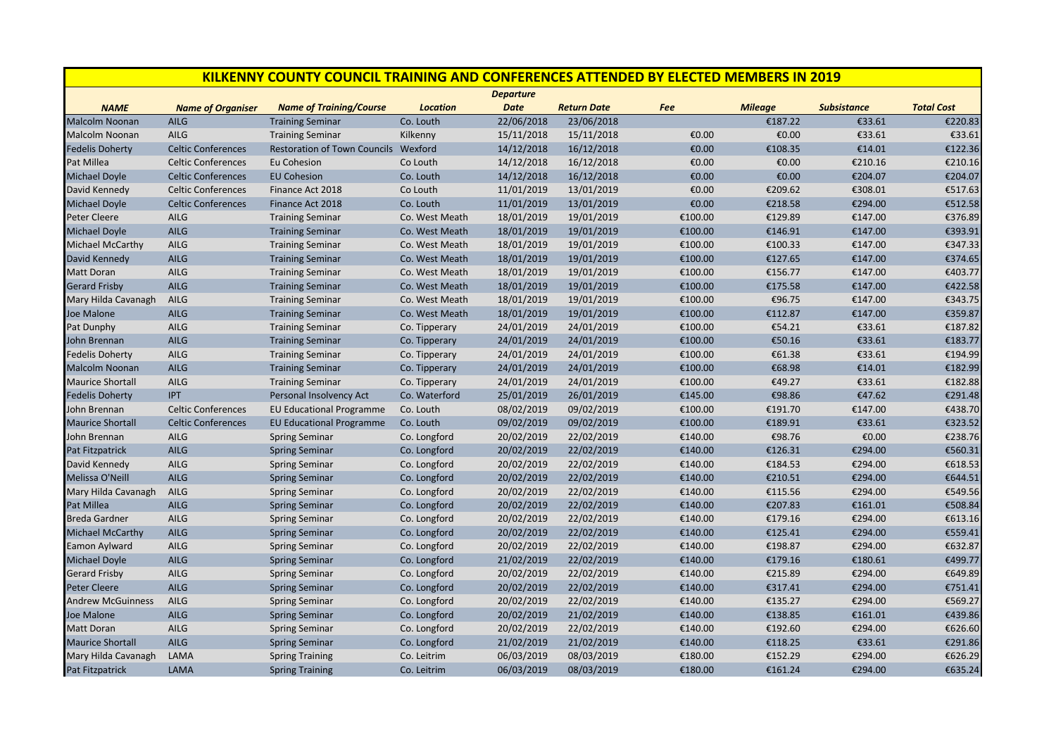# KILKENNY COUNTY COUNCIL TRAINING AND CONFERENCES ATTENDED BY ELECTED MEMBERS IN 2019

| NAME | Name of Organiser | Name of Training/Course | Location | Departure Date | Return Date | Fee | Mileage | Subsistance | Total Cost |
|---|---|---|---|---|---|---|---|---|---|
| Malcolm Noonan | AILG | Training Seminar | Co. Louth | 22/06/2018 | 23/06/2018 | | €187.22 | €33.61 | €220.83 |
| Malcolm Noonan | AILG | Training Seminar | Kilkenny | 15/11/2018 | 15/11/2018 | €0.00 | €0.00 | €33.61 | €33.61 |
| Fedelis Doherty | Celtic Conferences | Restoration of Town Councils | Wexford | 14/12/2018 | 16/12/2018 | €0.00 | €108.35 | €14.01 | €122.36 |
| Pat Millea | Celtic Conferences | Eu Cohesion | Co Louth | 14/12/2018 | 16/12/2018 | €0.00 | €0.00 | €210.16 | €210.16 |
| Michael Doyle | Celtic Conferences | EU Cohesion | Co. Louth | 14/12/2018 | 16/12/2018 | €0.00 | €0.00 | €204.07 | €204.07 |
| David Kennedy | Celtic Conferences | Finance Act 2018 | Co Louth | 11/01/2019 | 13/01/2019 | €0.00 | €209.62 | €308.01 | €517.63 |
| Michael Doyle | Celtic Conferences | Finance Act 2018 | Co. Louth | 11/01/2019 | 13/01/2019 | €0.00 | €218.58 | €294.00 | €512.58 |
| Peter Cleere | AILG | Training Seminar | Co. West Meath | 18/01/2019 | 19/01/2019 | €100.00 | €129.89 | €147.00 | €376.89 |
| Michael Doyle | AILG | Training Seminar | Co. West Meath | 18/01/2019 | 19/01/2019 | €100.00 | €146.91 | €147.00 | €393.91 |
| Michael McCarthy | AILG | Training Seminar | Co. West Meath | 18/01/2019 | 19/01/2019 | €100.00 | €100.33 | €147.00 | €347.33 |
| David Kennedy | AILG | Training Seminar | Co. West Meath | 18/01/2019 | 19/01/2019 | €100.00 | €127.65 | €147.00 | €374.65 |
| Matt Doran | AILG | Training Seminar | Co. West Meath | 18/01/2019 | 19/01/2019 | €100.00 | €156.77 | €147.00 | €403.77 |
| Gerard Frisby | AILG | Training Seminar | Co. West Meath | 18/01/2019 | 19/01/2019 | €100.00 | €175.58 | €147.00 | €422.58 |
| Mary Hilda Cavanagh | AILG | Training Seminar | Co. West Meath | 18/01/2019 | 19/01/2019 | €100.00 | €96.75 | €147.00 | €343.75 |
| Joe Malone | AILG | Training Seminar | Co. West Meath | 18/01/2019 | 19/01/2019 | €100.00 | €112.87 | €147.00 | €359.87 |
| Pat Dunphy | AILG | Training Seminar | Co. Tipperary | 24/01/2019 | 24/01/2019 | €100.00 | €54.21 | €33.61 | €187.82 |
| John Brennan | AILG | Training Seminar | Co. Tipperary | 24/01/2019 | 24/01/2019 | €100.00 | €50.16 | €33.61 | €183.77 |
| Fedelis Doherty | AILG | Training Seminar | Co. Tipperary | 24/01/2019 | 24/01/2019 | €100.00 | €61.38 | €33.61 | €194.99 |
| Malcolm Noonan | AILG | Training Seminar | Co. Tipperary | 24/01/2019 | 24/01/2019 | €100.00 | €68.98 | €14.01 | €182.99 |
| Maurice Shortall | AILG | Training Seminar | Co. Tipperary | 24/01/2019 | 24/01/2019 | €100.00 | €49.27 | €33.61 | €182.88 |
| Fedelis Doherty | IPT | Personal Insolvency Act | Co. Waterford | 25/01/2019 | 26/01/2019 | €145.00 | €98.86 | €47.62 | €291.48 |
| John Brennan | Celtic Conferences | EU Educational Programme | Co. Louth | 08/02/2019 | 09/02/2019 | €100.00 | €191.70 | €147.00 | €438.70 |
| Maurice Shortall | Celtic Conferences | EU Educational Programme | Co. Louth | 09/02/2019 | 09/02/2019 | €100.00 | €189.91 | €33.61 | €323.52 |
| John Brennan | AILG | Spring Seminar | Co. Longford | 20/02/2019 | 22/02/2019 | €140.00 | €98.76 | €0.00 | €238.76 |
| Pat Fitzpatrick | AILG | Spring Seminar | Co. Longford | 20/02/2019 | 22/02/2019 | €140.00 | €126.31 | €294.00 | €560.31 |
| David Kennedy | AILG | Spring Seminar | Co. Longford | 20/02/2019 | 22/02/2019 | €140.00 | €184.53 | €294.00 | €618.53 |
| Melissa O'Neill | AILG | Spring Seminar | Co. Longford | 20/02/2019 | 22/02/2019 | €140.00 | €210.51 | €294.00 | €644.51 |
| Mary Hilda Cavanagh | AILG | Spring Seminar | Co. Longford | 20/02/2019 | 22/02/2019 | €140.00 | €115.56 | €294.00 | €549.56 |
| Pat Millea | AILG | Spring Seminar | Co. Longford | 20/02/2019 | 22/02/2019 | €140.00 | €207.83 | €161.01 | €508.84 |
| Breda Gardner | AILG | Spring Seminar | Co. Longford | 20/02/2019 | 22/02/2019 | €140.00 | €179.16 | €294.00 | €613.16 |
| Michael McCarthy | AILG | Spring Seminar | Co. Longford | 20/02/2019 | 22/02/2019 | €140.00 | €125.41 | €294.00 | €559.41 |
| Eamon Aylward | AILG | Spring Seminar | Co. Longford | 20/02/2019 | 22/02/2019 | €140.00 | €198.87 | €294.00 | €632.87 |
| Michael Doyle | AILG | Spring Seminar | Co. Longford | 21/02/2019 | 22/02/2019 | €140.00 | €179.16 | €180.61 | €499.77 |
| Gerard Frisby | AILG | Spring Seminar | Co. Longford | 20/02/2019 | 22/02/2019 | €140.00 | €215.89 | €294.00 | €649.89 |
| Peter Cleere | AILG | Spring Seminar | Co. Longford | 20/02/2019 | 22/02/2019 | €140.00 | €317.41 | €294.00 | €751.41 |
| Andrew McGuinness | AILG | Spring Seminar | Co. Longford | 20/02/2019 | 22/02/2019 | €140.00 | €135.27 | €294.00 | €569.27 |
| Joe Malone | AILG | Spring Seminar | Co. Longford | 20/02/2019 | 21/02/2019 | €140.00 | €138.85 | €161.01 | €439.86 |
| Matt Doran | AILG | Spring Seminar | Co. Longford | 20/02/2019 | 22/02/2019 | €140.00 | €192.60 | €294.00 | €626.60 |
| Maurice Shortall | AILG | Spring Seminar | Co. Longford | 21/02/2019 | 21/02/2019 | €140.00 | €118.25 | €33.61 | €291.86 |
| Mary Hilda Cavanagh | LAMA | Spring Training | Co. Leitrim | 06/03/2019 | 08/03/2019 | €180.00 | €152.29 | €294.00 | €626.29 |
| Pat Fitzpatrick | LAMA | Spring Training | Co. Leitrim | 06/03/2019 | 08/03/2019 | €180.00 | €161.24 | €294.00 | €635.24 |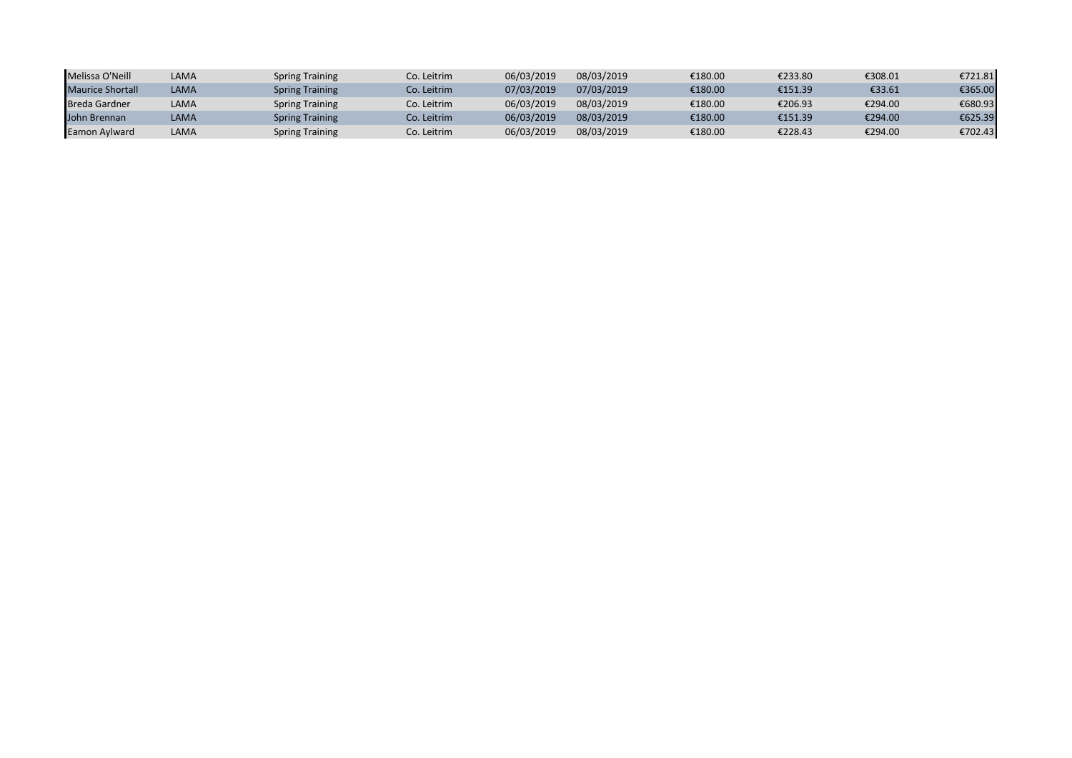| | | | | | | | | | |
|---|---|---|---|---|---|---|---|---|---|
| Melissa O'Neill | LAMA | Spring Training | Co. Leitrim | 06/03/2019 | 08/03/2019 | €180.00 | €233.80 | €308.01 | €721.81 |
| Maurice Shortall | LAMA | Spring Training | Co. Leitrim | 07/03/2019 | 07/03/2019 | €180.00 | €151.39 | €33.61 | €365.00 |
| Breda Gardner | LAMA | Spring Training | Co. Leitrim | 06/03/2019 | 08/03/2019 | €180.00 | €206.93 | €294.00 | €680.93 |
| John Brennan | LAMA | Spring Training | Co. Leitrim | 06/03/2019 | 08/03/2019 | €180.00 | €151.39 | €294.00 | €625.39 |
| Eamon Aylward | LAMA | Spring Training | Co. Leitrim | 06/03/2019 | 08/03/2019 | €180.00 | €228.43 | €294.00 | €702.43 |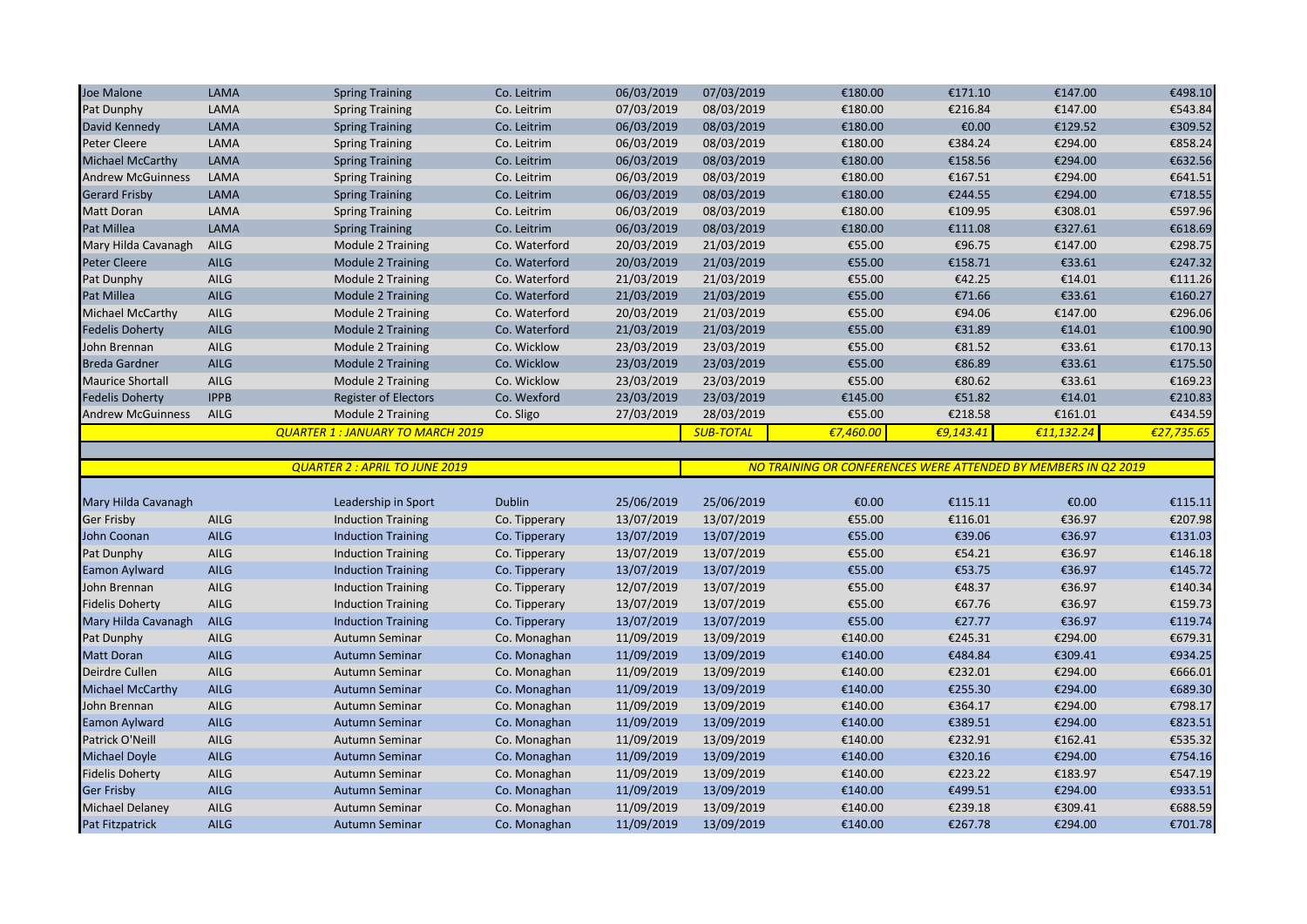| | | | | | | | | | |
|---|---|---|---|---|---|---|---|---|---|
| Joe Malone | LAMA | Spring Training | Co. Leitrim | 06/03/2019 | 07/03/2019 | €180.00 | €171.10 | €147.00 | €498.10 |
| Pat Dunphy | LAMA | Spring Training | Co. Leitrim | 07/03/2019 | 08/03/2019 | €180.00 | €216.84 | €147.00 | €543.84 |
| David Kennedy | LAMA | Spring Training | Co. Leitrim | 06/03/2019 | 08/03/2019 | €180.00 | €0.00 | €129.52 | €309.52 |
| Peter Cleere | LAMA | Spring Training | Co. Leitrim | 06/03/2019 | 08/03/2019 | €180.00 | €384.24 | €294.00 | €858.24 |
| Michael McCarthy | LAMA | Spring Training | Co. Leitrim | 06/03/2019 | 08/03/2019 | €180.00 | €158.56 | €294.00 | €632.56 |
| Andrew McGuinness | LAMA | Spring Training | Co. Leitrim | 06/03/2019 | 08/03/2019 | €180.00 | €167.51 | €294.00 | €641.51 |
| Gerard Frisby | LAMA | Spring Training | Co. Leitrim | 06/03/2019 | 08/03/2019 | €180.00 | €244.55 | €294.00 | €718.55 |
| Matt Doran | LAMA | Spring Training | Co. Leitrim | 06/03/2019 | 08/03/2019 | €180.00 | €109.95 | €308.01 | €597.96 |
| Pat Millea | LAMA | Spring Training | Co. Leitrim | 06/03/2019 | 08/03/2019 | €180.00 | €111.08 | €327.61 | €618.69 |
| Mary Hilda Cavanagh | AILG | Module 2 Training | Co. Waterford | 20/03/2019 | 21/03/2019 | €55.00 | €96.75 | €147.00 | €298.75 |
| Peter Cleere | AILG | Module 2 Training | Co. Waterford | 20/03/2019 | 21/03/2019 | €55.00 | €158.71 | €33.61 | €247.32 |
| Pat Dunphy | AILG | Module 2 Training | Co. Waterford | 21/03/2019 | 21/03/2019 | €55.00 | €42.25 | €14.01 | €111.26 |
| Pat Millea | AILG | Module 2 Training | Co. Waterford | 21/03/2019 | 21/03/2019 | €55.00 | €71.66 | €33.61 | €160.27 |
| Michael McCarthy | AILG | Module 2 Training | Co. Waterford | 20/03/2019 | 21/03/2019 | €55.00 | €94.06 | €147.00 | €296.06 |
| Fedelis Doherty | AILG | Module 2 Training | Co. Waterford | 21/03/2019 | 21/03/2019 | €55.00 | €31.89 | €14.01 | €100.90 |
| John Brennan | AILG | Module 2 Training | Co. Wicklow | 23/03/2019 | 23/03/2019 | €55.00 | €81.52 | €33.61 | €170.13 |
| Breda Gardner | AILG | Module 2 Training | Co. Wicklow | 23/03/2019 | 23/03/2019 | €55.00 | €86.89 | €33.61 | €175.50 |
| Maurice Shortall | AILG | Module 2 Training | Co. Wicklow | 23/03/2019 | 23/03/2019 | €55.00 | €80.62 | €33.61 | €169.23 |
| Fedelis Doherty | IPPB | Register of Electors | Co. Wexford | 23/03/2019 | 23/03/2019 | €145.00 | €51.82 | €14.01 | €210.83 |
| Andrew McGuinness | AILG | Module 2 Training | Co. Sligo | 27/03/2019 | 28/03/2019 | €55.00 | €218.58 | €161.01 | €434.59 |
| | | *QUARTER 1 : JANUARY TO MARCH 2019* | | | *SUB-TOTAL* | *€7,460.00* | *€9,143.41* | *€11,132.24* | *€27,735.65* |
| | | | | | | | | | |
| | | *QUARTER 2 : APRIL TO JUNE 2019* | | | *NO TRAINING OR CONFERENCES WERE ATTENDED BY MEMBERS IN Q2 2019* | | | | |
| | | | | | | | | | |
| Mary Hilda Cavanagh | | Leadership in Sport | Dublin | 25/06/2019 | 25/06/2019 | €0.00 | €115.11 | €0.00 | €115.11 |
| Ger Frisby | AILG | Induction Training | Co. Tipperary | 13/07/2019 | 13/07/2019 | €55.00 | €116.01 | €36.97 | €207.98 |
| John Coonan | AILG | Induction Training | Co. Tipperary | 13/07/2019 | 13/07/2019 | €55.00 | €39.06 | €36.97 | €131.03 |
| Pat Dunphy | AILG | Induction Training | Co. Tipperary | 13/07/2019 | 13/07/2019 | €55.00 | €54.21 | €36.97 | €146.18 |
| Eamon Aylward | AILG | Induction Training | Co. Tipperary | 13/07/2019 | 13/07/2019 | €55.00 | €53.75 | €36.97 | €145.72 |
| John Brennan | AILG | Induction Training | Co. Tipperary | 12/07/2019 | 13/07/2019 | €55.00 | €48.37 | €36.97 | €140.34 |
| Fidelis Doherty | AILG | Induction Training | Co. Tipperary | 13/07/2019 | 13/07/2019 | €55.00 | €67.76 | €36.97 | €159.73 |
| Mary Hilda Cavanagh | AILG | Induction Training | Co. Tipperary | 13/07/2019 | 13/07/2019 | €55.00 | €27.77 | €36.97 | €119.74 |
| Pat Dunphy | AILG | Autumn Seminar | Co. Monaghan | 11/09/2019 | 13/09/2019 | €140.00 | €245.31 | €294.00 | €679.31 |
| Matt Doran | AILG | Autumn Seminar | Co. Monaghan | 11/09/2019 | 13/09/2019 | €140.00 | €484.84 | €309.41 | €934.25 |
| Deirdre Cullen | AILG | Autumn Seminar | Co. Monaghan | 11/09/2019 | 13/09/2019 | €140.00 | €232.01 | €294.00 | €666.01 |
| Michael McCarthy | AILG | Autumn Seminar | Co. Monaghan | 11/09/2019 | 13/09/2019 | €140.00 | €255.30 | €294.00 | €689.30 |
| John Brennan | AILG | Autumn Seminar | Co. Monaghan | 11/09/2019 | 13/09/2019 | €140.00 | €364.17 | €294.00 | €798.17 |
| Eamon Aylward | AILG | Autumn Seminar | Co. Monaghan | 11/09/2019 | 13/09/2019 | €140.00 | €389.51 | €294.00 | €823.51 |
| Patrick O'Neill | AILG | Autumn Seminar | Co. Monaghan | 11/09/2019 | 13/09/2019 | €140.00 | €232.91 | €162.41 | €535.32 |
| Michael Doyle | AILG | Autumn Seminar | Co. Monaghan | 11/09/2019 | 13/09/2019 | €140.00 | €320.16 | €294.00 | €754.16 |
| Fidelis Doherty | AILG | Autumn Seminar | Co. Monaghan | 11/09/2019 | 13/09/2019 | €140.00 | €223.22 | €183.97 | €547.19 |
| Ger Frisby | AILG | Autumn Seminar | Co. Monaghan | 11/09/2019 | 13/09/2019 | €140.00 | €499.51 | €294.00 | €933.51 |
| Michael Delaney | AILG | Autumn Seminar | Co. Monaghan | 11/09/2019 | 13/09/2019 | €140.00 | €239.18 | €309.41 | €688.59 |
| Pat Fitzpatrick | AILG | Autumn Seminar | Co. Monaghan | 11/09/2019 | 13/09/2019 | €140.00 | €267.78 | €294.00 | €701.78 |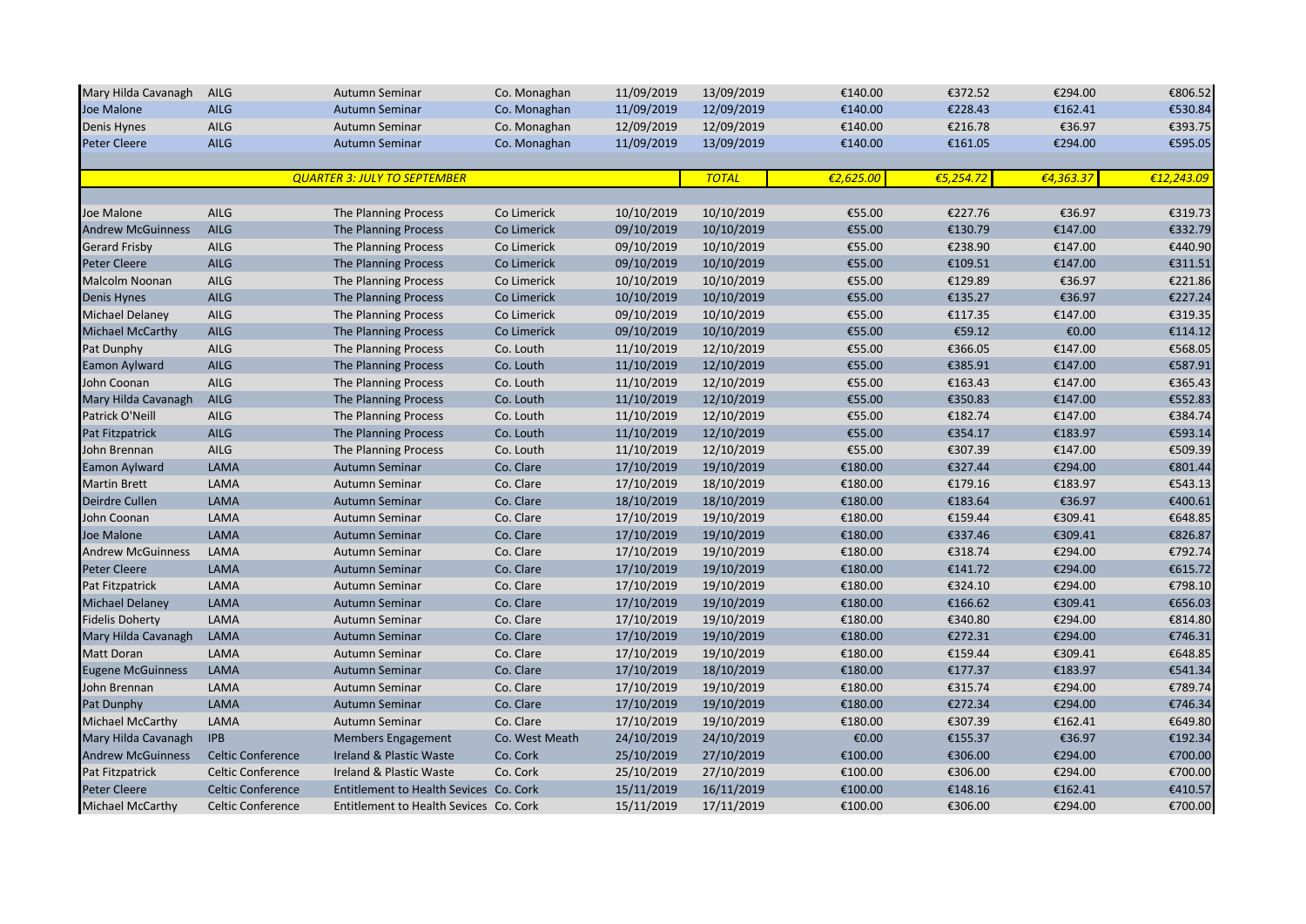| | | | | | | | | | |
|---|---|---|---|---|---|---|---|---|---|
| Mary Hilda Cavanagh | AILG | Autumn Seminar | Co. Monaghan | 11/09/2019 | 13/09/2019 | €140.00 | €372.52 | €294.00 | €806.52 |
| Joe Malone | AILG | Autumn Seminar | Co. Monaghan | 11/09/2019 | 12/09/2019 | €140.00 | €228.43 | €162.41 | €530.84 |
| Denis Hynes | AILG | Autumn Seminar | Co. Monaghan | 12/09/2019 | 12/09/2019 | €140.00 | €216.78 | €36.97 | €393.75 |
| Peter Cleere | AILG | Autumn Seminar | Co. Monaghan | 11/09/2019 | 13/09/2019 | €140.00 | €161.05 | €294.00 | €595.05 |
| | | | | | | | | | |
| | | *QUARTER 3: JULY TO SEPTEMBER* | | | *TOTAL* | *€2,625.00* | *€5,254.72* | *€4,363.37* | *€12,243.09* |
| | | | | | | | | | |
| Joe Malone | AILG | The Planning Process | Co Limerick | 10/10/2019 | 10/10/2019 | €55.00 | €227.76 | €36.97 | €319.73 |
| Andrew McGuinness | AILG | The Planning Process | Co Limerick | 09/10/2019 | 10/10/2019 | €55.00 | €130.79 | €147.00 | €332.79 |
| Gerard Frisby | AILG | The Planning Process | Co Limerick | 09/10/2019 | 10/10/2019 | €55.00 | €238.90 | €147.00 | €440.90 |
| Peter Cleere | AILG | The Planning Process | Co Limerick | 09/10/2019 | 10/10/2019 | €55.00 | €109.51 | €147.00 | €311.51 |
| Malcolm Noonan | AILG | The Planning Process | Co Limerick | 10/10/2019 | 10/10/2019 | €55.00 | €129.89 | €36.97 | €221.86 |
| Denis Hynes | AILG | The Planning Process | Co Limerick | 10/10/2019 | 10/10/2019 | €55.00 | €135.27 | €36.97 | €227.24 |
| Michael Delaney | AILG | The Planning Process | Co Limerick | 09/10/2019 | 10/10/2019 | €55.00 | €117.35 | €147.00 | €319.35 |
| Michael McCarthy | AILG | The Planning Process | Co Limerick | 09/10/2019 | 10/10/2019 | €55.00 | €59.12 | €0.00 | €114.12 |
| Pat Dunphy | AILG | The Planning Process | Co. Louth | 11/10/2019 | 12/10/2019 | €55.00 | €366.05 | €147.00 | €568.05 |
| Eamon Aylward | AILG | The Planning Process | Co. Louth | 11/10/2019 | 12/10/2019 | €55.00 | €385.91 | €147.00 | €587.91 |
| John Coonan | AILG | The Planning Process | Co. Louth | 11/10/2019 | 12/10/2019 | €55.00 | €163.43 | €147.00 | €365.43 |
| Mary Hilda Cavanagh | AILG | The Planning Process | Co. Louth | 11/10/2019 | 12/10/2019 | €55.00 | €350.83 | €147.00 | €552.83 |
| Patrick O'Neill | AILG | The Planning Process | Co. Louth | 11/10/2019 | 12/10/2019 | €55.00 | €182.74 | €147.00 | €384.74 |
| Pat Fitzpatrick | AILG | The Planning Process | Co. Louth | 11/10/2019 | 12/10/2019 | €55.00 | €354.17 | €183.97 | €593.14 |
| John Brennan | AILG | The Planning Process | Co. Louth | 11/10/2019 | 12/10/2019 | €55.00 | €307.39 | €147.00 | €509.39 |
| Eamon Aylward | LAMA | Autumn Seminar | Co. Clare | 17/10/2019 | 19/10/2019 | €180.00 | €327.44 | €294.00 | €801.44 |
| Martin Brett | LAMA | Autumn Seminar | Co. Clare | 17/10/2019 | 18/10/2019 | €180.00 | €179.16 | €183.97 | €543.13 |
| Deirdre Cullen | LAMA | Autumn Seminar | Co. Clare | 18/10/2019 | 18/10/2019 | €180.00 | €183.64 | €36.97 | €400.61 |
| John Coonan | LAMA | Autumn Seminar | Co. Clare | 17/10/2019 | 19/10/2019 | €180.00 | €159.44 | €309.41 | €648.85 |
| Joe Malone | LAMA | Autumn Seminar | Co. Clare | 17/10/2019 | 19/10/2019 | €180.00 | €337.46 | €309.41 | €826.87 |
| Andrew McGuinness | LAMA | Autumn Seminar | Co. Clare | 17/10/2019 | 19/10/2019 | €180.00 | €318.74 | €294.00 | €792.74 |
| Peter Cleere | LAMA | Autumn Seminar | Co. Clare | 17/10/2019 | 19/10/2019 | €180.00 | €141.72 | €294.00 | €615.72 |
| Pat Fitzpatrick | LAMA | Autumn Seminar | Co. Clare | 17/10/2019 | 19/10/2019 | €180.00 | €324.10 | €294.00 | €798.10 |
| Michael Delaney | LAMA | Autumn Seminar | Co. Clare | 17/10/2019 | 19/10/2019 | €180.00 | €166.62 | €309.41 | €656.03 |
| Fidelis Doherty | LAMA | Autumn Seminar | Co. Clare | 17/10/2019 | 19/10/2019 | €180.00 | €340.80 | €294.00 | €814.80 |
| Mary Hilda Cavanagh | LAMA | Autumn Seminar | Co. Clare | 17/10/2019 | 19/10/2019 | €180.00 | €272.31 | €294.00 | €746.31 |
| Matt Doran | LAMA | Autumn Seminar | Co. Clare | 17/10/2019 | 19/10/2019 | €180.00 | €159.44 | €309.41 | €648.85 |
| Eugene McGuinness | LAMA | Autumn Seminar | Co. Clare | 17/10/2019 | 18/10/2019 | €180.00 | €177.37 | €183.97 | €541.34 |
| John Brennan | LAMA | Autumn Seminar | Co. Clare | 17/10/2019 | 19/10/2019 | €180.00 | €315.74 | €294.00 | €789.74 |
| Pat Dunphy | LAMA | Autumn Seminar | Co. Clare | 17/10/2019 | 19/10/2019 | €180.00 | €272.34 | €294.00 | €746.34 |
| Michael McCarthy | LAMA | Autumn Seminar | Co. Clare | 17/10/2019 | 19/10/2019 | €180.00 | €307.39 | €162.41 | €649.80 |
| Mary Hilda Cavanagh | IPB | Members Engagement | Co. West Meath | 24/10/2019 | 24/10/2019 | €0.00 | €155.37 | €36.97 | €192.34 |
| Andrew McGuinness | Celtic Conference | Ireland & Plastic Waste | Co. Cork | 25/10/2019 | 27/10/2019 | €100.00 | €306.00 | €294.00 | €700.00 |
| Pat Fitzpatrick | Celtic Conference | Ireland & Plastic Waste | Co. Cork | 25/10/2019 | 27/10/2019 | €100.00 | €306.00 | €294.00 | €700.00 |
| Peter Cleere | Celtic Conference | Entitlement to Health Sevices | Co. Cork | 15/11/2019 | 16/11/2019 | €100.00 | €148.16 | €162.41 | €410.57 |
| Michael McCarthy | Celtic Conference | Entitlement to Health Sevices | Co. Cork | 15/11/2019 | 17/11/2019 | €100.00 | €306.00 | €294.00 | €700.00 |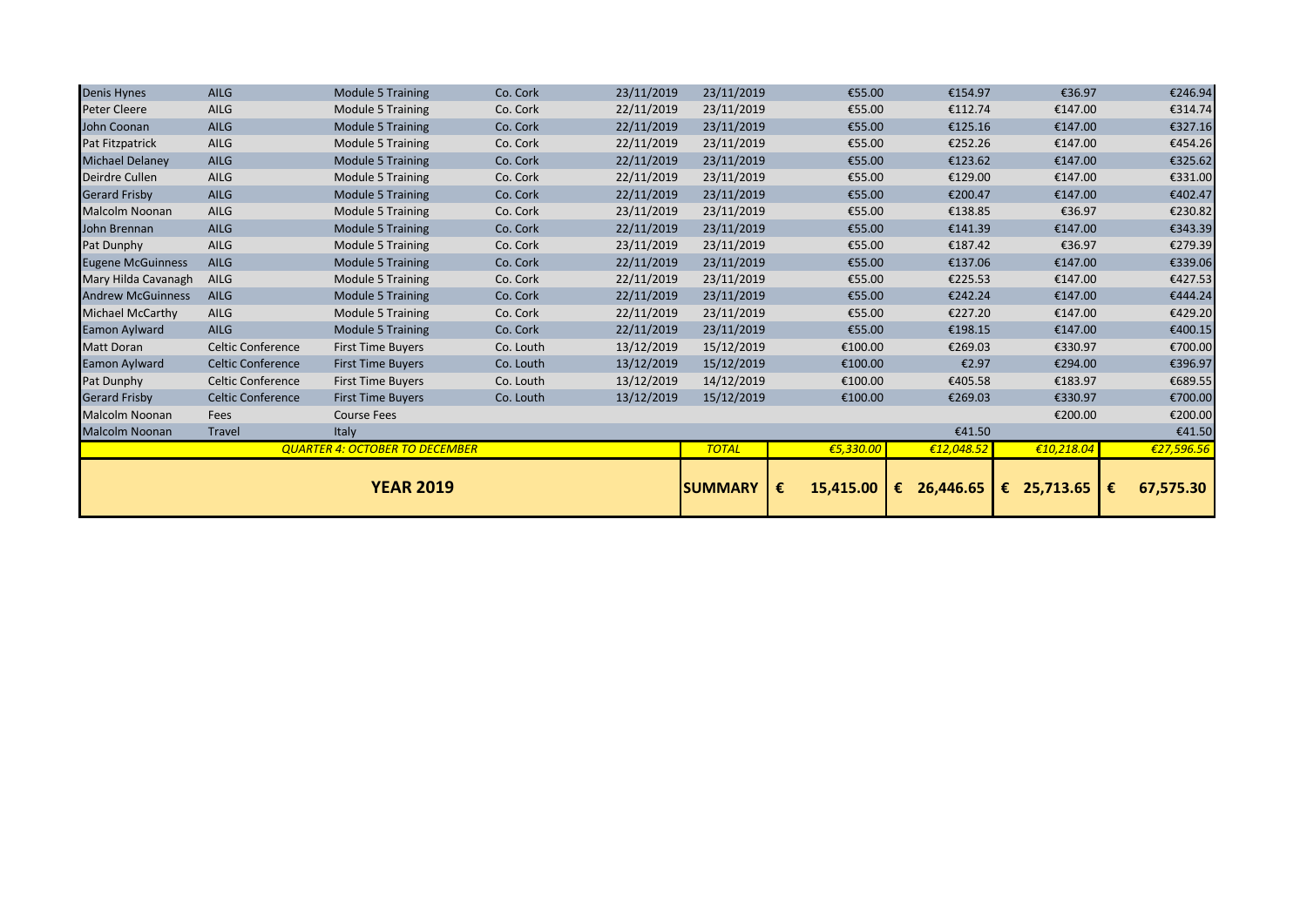| | | | | | | | | | |
|---|---|---|---|---|---|---|---|---|---|
| Denis Hynes | AILG | Module 5 Training | Co. Cork | 23/11/2019 | 23/11/2019 | €55.00 | €154.97 | €36.97 | €246.94 |
| Peter Cleere | AILG | Module 5 Training | Co. Cork | 22/11/2019 | 23/11/2019 | €55.00 | €112.74 | €147.00 | €314.74 |
| John Coonan | AILG | Module 5 Training | Co. Cork | 22/11/2019 | 23/11/2019 | €55.00 | €125.16 | €147.00 | €327.16 |
| Pat Fitzpatrick | AILG | Module 5 Training | Co. Cork | 22/11/2019 | 23/11/2019 | €55.00 | €252.26 | €147.00 | €454.26 |
| Michael Delaney | AILG | Module 5 Training | Co. Cork | 22/11/2019 | 23/11/2019 | €55.00 | €123.62 | €147.00 | €325.62 |
| Deirdre Cullen | AILG | Module 5 Training | Co. Cork | 22/11/2019 | 23/11/2019 | €55.00 | €129.00 | €147.00 | €331.00 |
| Gerard Frisby | AILG | Module 5 Training | Co. Cork | 22/11/2019 | 23/11/2019 | €55.00 | €200.47 | €147.00 | €402.47 |
| Malcolm Noonan | AILG | Module 5 Training | Co. Cork | 23/11/2019 | 23/11/2019 | €55.00 | €138.85 | €36.97 | €230.82 |
| John Brennan | AILG | Module 5 Training | Co. Cork | 22/11/2019 | 23/11/2019 | €55.00 | €141.39 | €147.00 | €343.39 |
| Pat Dunphy | AILG | Module 5 Training | Co. Cork | 23/11/2019 | 23/11/2019 | €55.00 | €187.42 | €36.97 | €279.39 |
| Eugene McGuinness | AILG | Module 5 Training | Co. Cork | 22/11/2019 | 23/11/2019 | €55.00 | €137.06 | €147.00 | €339.06 |
| Mary Hilda Cavanagh | AILG | Module 5 Training | Co. Cork | 22/11/2019 | 23/11/2019 | €55.00 | €225.53 | €147.00 | €427.53 |
| Andrew McGuinness | AILG | Module 5 Training | Co. Cork | 22/11/2019 | 23/11/2019 | €55.00 | €242.24 | €147.00 | €444.24 |
| Michael McCarthy | AILG | Module 5 Training | Co. Cork | 22/11/2019 | 23/11/2019 | €55.00 | €227.20 | €147.00 | €429.20 |
| Eamon Aylward | AILG | Module 5 Training | Co. Cork | 22/11/2019 | 23/11/2019 | €55.00 | €198.15 | €147.00 | €400.15 |
| Matt Doran | Celtic Conference | First Time Buyers | Co. Louth | 13/12/2019 | 15/12/2019 | €100.00 | €269.03 | €330.97 | €700.00 |
| Eamon Aylward | Celtic Conference | First Time Buyers | Co. Louth | 13/12/2019 | 15/12/2019 | €100.00 | €2.97 | €294.00 | €396.97 |
| Pat Dunphy | Celtic Conference | First Time Buyers | Co. Louth | 13/12/2019 | 14/12/2019 | €100.00 | €405.58 | €183.97 | €689.55 |
| Gerard Frisby | Celtic Conference | First Time Buyers | Co. Louth | 13/12/2019 | 15/12/2019 | €100.00 | €269.03 | €330.97 | €700.00 |
| Malcolm Noonan | Fees | Course Fees | | | | | | €200.00 | €200.00 |
| Malcolm Noonan | Travel | Italy | | | | | €41.50 | | €41.50 |
| | | *QUARTER 4: OCTOBER TO DECEMBER* | | | *TOTAL* | *€5,330.00* | *€12,048.52* | *€10,218.04* | *€27,596.56* |
| | | **YEAR 2019** | | | **SUMMARY** | **€ 15,415.00** | **€ 26,446.65** | **€ 25,713.65** | **€ 67,575.30** |